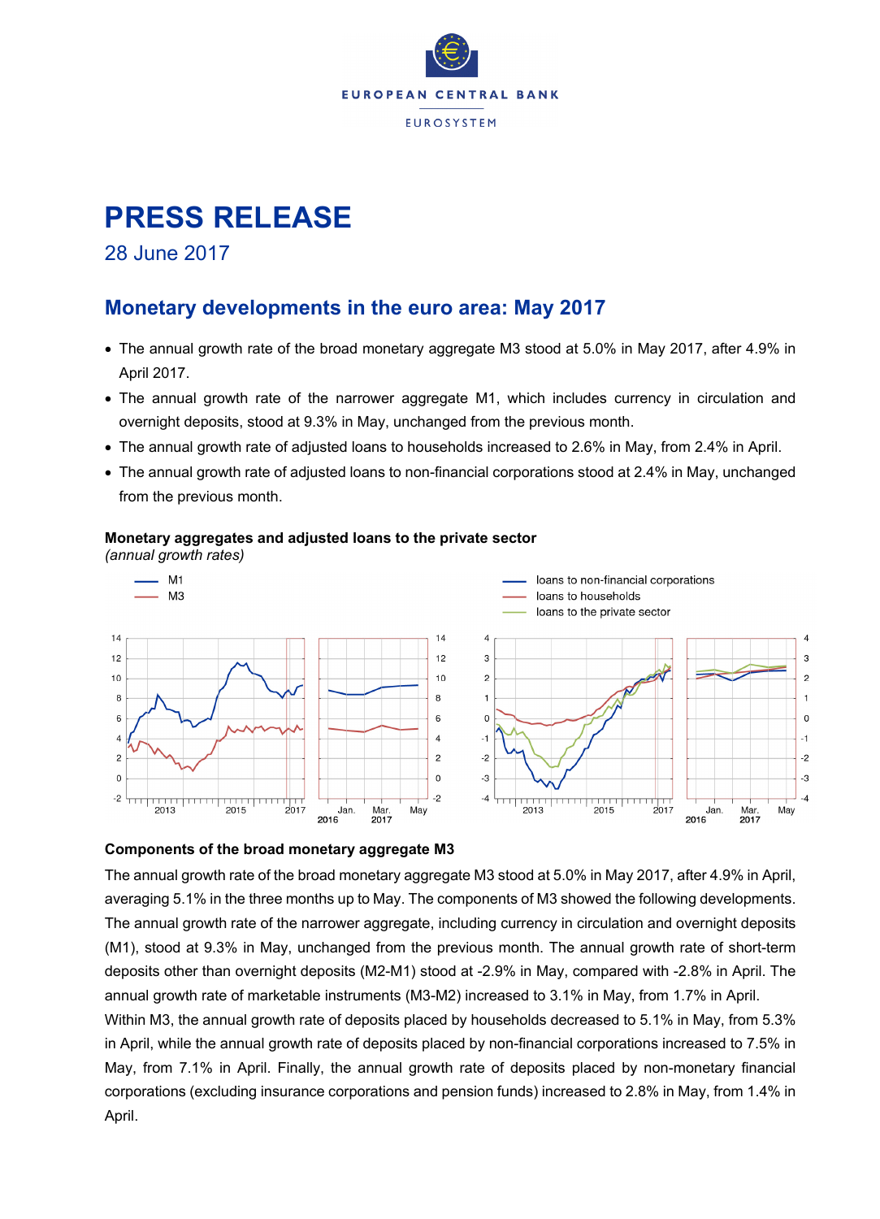EUROPEAN CENTRAL BANK

EUROSYSTEM

# PRESS RELEASE

28 June 2017

## Monetary developments in the euro area: May 2017

- The annual growth rate of the broad monetary aggregate M3 stood at 5.0% in May 2017, after 4.9% in April 2017.
- The annual growth rate of the narrower aggregate M1, which includes currency in circulation and overnight deposits, stood at 9.3% in May, unchanged from the previous month.
- The annual growth rate of adjusted loans to households increased to 2.6% in May, from 2.4% in April.
- The annual growth rate of adjusted loans to non-financial corporations stood at 2.4% in May, unchanged from the previous month.

**Monetary aggregates and adjusted loans to the private sector**
*(annual growth rates)*

### Components of the broad monetary aggregate M3

The annual growth rate of the broad monetary aggregate M3 stood at 5.0% in May 2017, after 4.9% in April, averaging 5.1% in the three months up to May. The components of M3 showed the following developments. The annual growth rate of the narrower aggregate, including currency in circulation and overnight deposits (M1), stood at 9.3% in May, unchanged from the previous month. The annual growth rate of short-term deposits other than overnight deposits (M2-M1) stood at -2.9% in May, compared with -2.8% in April. The annual growth rate of marketable instruments (M3-M2) increased to 3.1% in May, from 1.7% in April.

Within M3, the annual growth rate of deposits placed by households decreased to 5.1% in May, from 5.3% in April, while the annual growth rate of deposits placed by non-financial corporations increased to 7.5% in May, from 7.1% in April. Finally, the annual growth rate of deposits placed by non-monetary financial corporations (excluding insurance corporations and pension funds) increased to 2.8% in May, from 1.4% in April.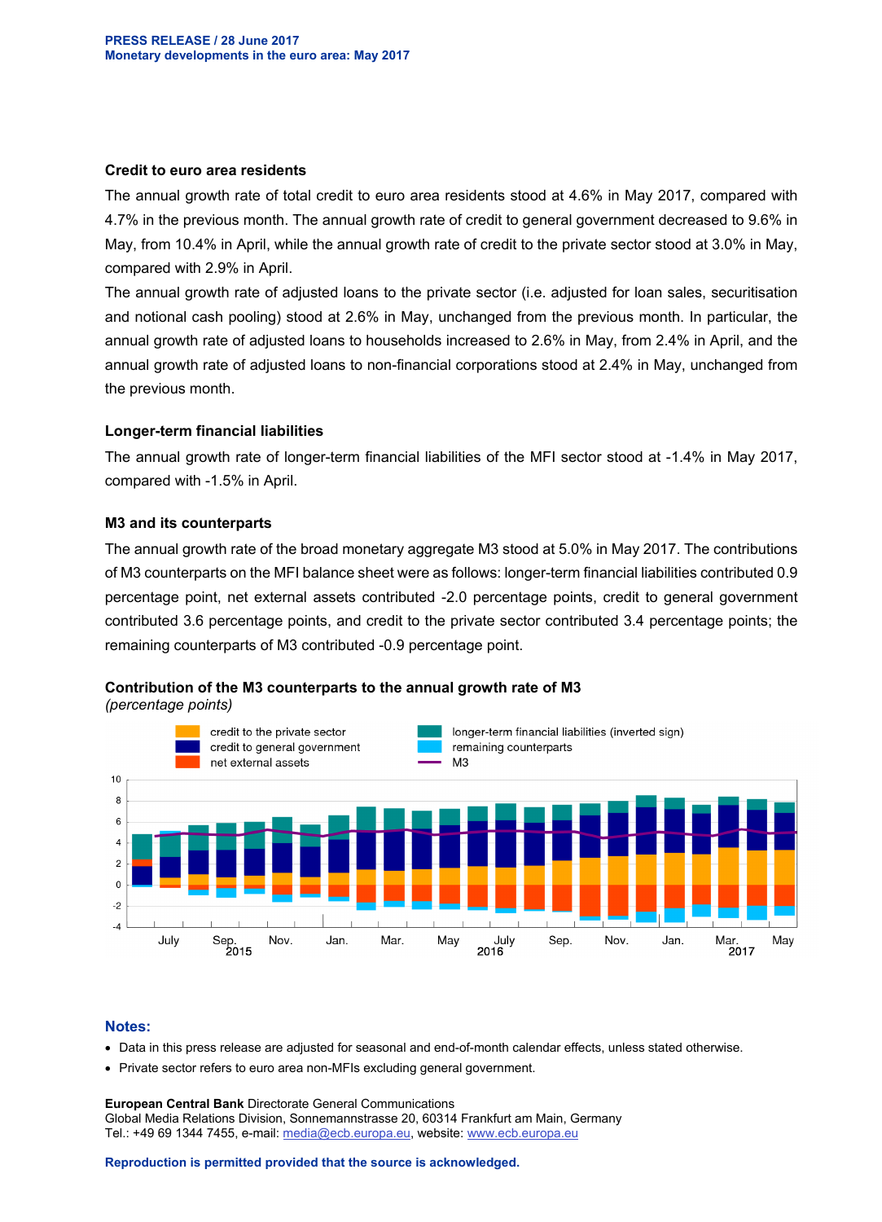**Credit to euro area residents**

The annual growth rate of total credit to euro area residents stood at 4.6% in May 2017, compared with 4.7% in the previous month. The annual growth rate of credit to general government decreased to 9.6% in May, from 10.4% in April, while the annual growth rate of credit to the private sector stood at 3.0% in May, compared with 2.9% in April.

The annual growth rate of adjusted loans to the private sector (i.e. adjusted for loan sales, securitisation and notional cash pooling) stood at 2.6% in May, unchanged from the previous month. In particular, the annual growth rate of adjusted loans to households increased to 2.6% in May, from 2.4% in April, and the annual growth rate of adjusted loans to non-financial corporations stood at 2.4% in May, unchanged from the previous month.

**Longer-term financial liabilities**

The annual growth rate of longer-term financial liabilities of the MFI sector stood at -1.4% in May 2017, compared with -1.5% in April.

**M3 and its counterparts**

The annual growth rate of the broad monetary aggregate M3 stood at 5.0% in May 2017. The contributions of M3 counterparts on the MFI balance sheet were as follows: longer-term financial liabilities contributed 0.9 percentage point, net external assets contributed -2.0 percentage points, credit to general government contributed 3.6 percentage points, and credit to the private sector contributed 3.4 percentage points; the remaining counterparts of M3 contributed -0.9 percentage point.

**Contribution of the M3 counterparts to the annual growth rate of M3**
*(percentage points)*

**Notes:**

- Data in this press release are adjusted for seasonal and end-of-month calendar effects, unless stated otherwise.
- Private sector refers to euro area non-MFIs excluding general government.

**European Central Bank** Directorate General Communications
Global Media Relations Division, Sonnemannstrasse 20, 60314 Frankfurt am Main, Germany
Tel.: +49 69 1344 7455, e-mail: media@ecb.europa.eu, website: www.ecb.europa.eu

**Reproduction is permitted provided that the source is acknowledged.**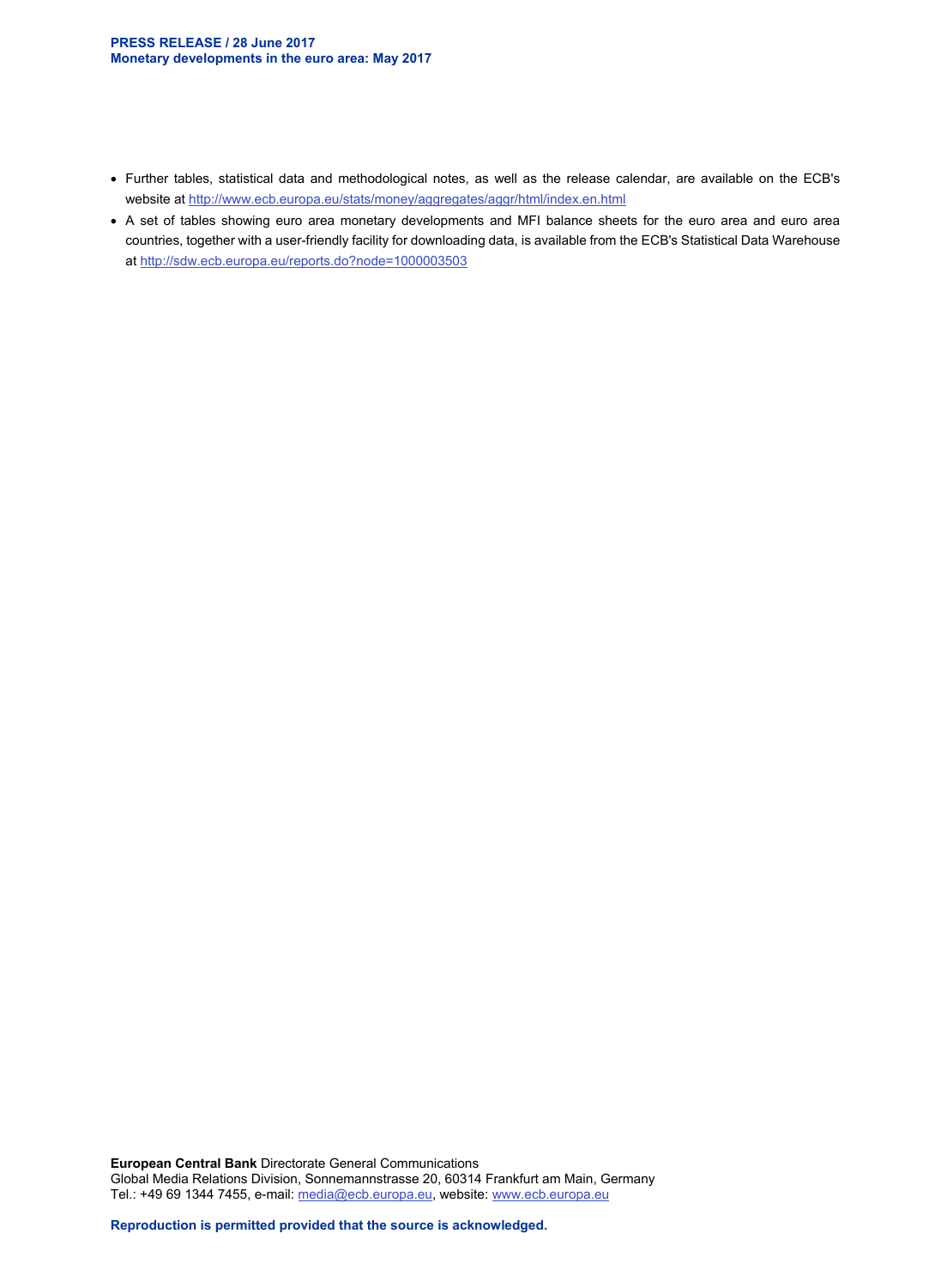- Further tables, statistical data and methodological notes, as well as the release calendar, are available on the ECB's website at http://www.ecb.europa.eu/stats/money/aggregates/aggr/html/index.en.html
- A set of tables showing euro area monetary developments and MFI balance sheets for the euro area and euro area countries, together with a user-friendly facility for downloading data, is available from the ECB's Statistical Data Warehouse at http://sdw.ecb.europa.eu/reports.do?node=1000003503

**European Central Bank** Directorate General Communications
Global Media Relations Division, Sonnemannstrasse 20, 60314 Frankfurt am Main, Germany
Tel.: +49 69 1344 7455, e-mail: media@ecb.europa.eu, website: www.ecb.europa.eu

**Reproduction is permitted provided that the source is acknowledged.**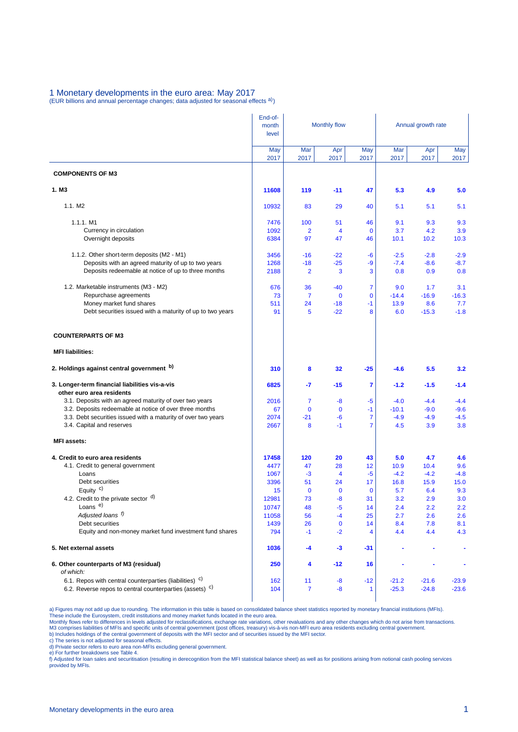# 1 Monetary developments in the euro area: May 2017

(EUR billions and annual percentage changes; data adjusted for seasonal effects a))

| | End-of-month level | Monthly flow | | | Annual growth rate | | |
|---|---|---|---|---|---|---|---|
| | May 2017 | Mar 2017 | Apr 2017 | May 2017 | Mar 2017 | Apr 2017 | May 2017 |
| **COMPONENTS OF M3** | | | | | | | |
| **1. M3** | **11608** | **119** | **-11** | **47** | **5.3** | **4.9** | **5.0** |
| 1.1. M2 | 10932 | 83 | 29 | 40 | 5.1 | 5.1 | 5.1 |
| 1.1.1. M1 | 7476 | 100 | 51 | 46 | 9.1 | 9.3 | 9.3 |
| Currency in circulation | 1092 | 2 | 4 | 0 | 3.7 | 4.2 | 3.9 |
| Overnight deposits | 6384 | 97 | 47 | 46 | 10.1 | 10.2 | 10.3 |
| 1.1.2. Other short-term deposits (M2 - M1) | 3456 | -16 | -22 | -6 | -2.5 | -2.8 | -2.9 |
| Deposits with an agreed maturity of up to two years | 1268 | -18 | -25 | -9 | -7.4 | -8.6 | -8.7 |
| Deposits redeemable at notice of up to three months | 2188 | 2 | 3 | 3 | 0.8 | 0.9 | 0.8 |
| 1.2. Marketable instruments (M3 - M2) | 676 | 36 | -40 | 7 | 9.0 | 1.7 | 3.1 |
| Repurchase agreements | 73 | 7 | 0 | 0 | -14.4 | -16.9 | -16.3 |
| Money market fund shares | 511 | 24 | -18 | -1 | 13.9 | 8.6 | 7.7 |
| Debt securities issued with a maturity of up to two years | 91 | 5 | -22 | 8 | 6.0 | -15.3 | -1.8 |
| **COUNTERPARTS OF M3** | | | | | | | |
| **MFI liabilities:** | | | | | | | |
| **2. Holdings against central government b)** | **310** | **8** | **32** | **-25** | **-4.6** | **5.5** | **3.2** |
| **3. Longer-term financial liabilities vis-a-vis other euro area residents** | **6825** | **-7** | **-15** | **7** | **-1.2** | **-1.5** | **-1.4** |
| 3.1. Deposits with an agreed maturity of over two years | 2016 | 7 | -8 | -5 | -4.0 | -4.4 | -4.4 |
| 3.2. Deposits redeemable at notice of over three months | 67 | 0 | 0 | -1 | -10.1 | -9.0 | -9.6 |
| 3.3. Debt securities issued with a maturity of over two years | 2074 | -21 | -6 | 7 | -4.9 | -4.9 | -4.5 |
| 3.4. Capital and reserves | 2667 | 8 | -1 | 7 | 4.5 | 3.9 | 3.8 |
| **MFI assets:** | | | | | | | |
| **4. Credit to euro area residents** | **17458** | **120** | **20** | **43** | **5.0** | **4.7** | **4.6** |
| 4.1. Credit to general government | 4477 | 47 | 28 | 12 | 10.9 | 10.4 | 9.6 |
| Loans | 1067 | -3 | 4 | -5 | -4.2 | -4.2 | -4.8 |
| Debt securities | 3396 | 51 | 24 | 17 | 16.8 | 15.9 | 15.0 |
| Equity c) | 15 | 0 | 0 | 0 | 5.7 | 6.4 | 9.3 |
| 4.2. Credit to the private sector d) | 12981 | 73 | -8 | 31 | 3.2 | 2.9 | 3.0 |
| Loans e) | 10747 | 48 | -5 | 14 | 2.4 | 2.2 | 2.2 |
| *Adjusted loans f)* | 11058 | 56 | -4 | 25 | 2.7 | 2.6 | 2.6 |
| Debt securities | 1439 | 26 | 0 | 14 | 8.4 | 7.8 | 8.1 |
| Equity and non-money market fund investment fund shares | 794 | -1 | -2 | 4 | 4.4 | 4.4 | 4.3 |
| **5. Net external assets** | **1036** | **-4** | **-3** | **-31** | **-** | **-** | **-** |
| **6. Other counterparts of M3 (residual)** *of which:* | **250** | **4** | **-12** | **16** | **-** | **-** | **-** |
| 6.1. Repos with central counterparties (liabilities) c) | 162 | 11 | -8 | -12 | -21.2 | -21.6 | -23.9 |
| 6.2. Reverse repos to central counterparties (assets) c) | 104 | 7 | -8 | 1 | -25.3 | -24.8 | -23.6 |

a) Figures may not add up due to rounding. The information in this table is based on consolidated balance sheet statistics reported by monetary financial institutions (MFIs). These include the Eurosystem, credit institutions and money market funds located in the euro area.
Monthly flows refer to differences in levels adjusted for reclassifications, exchange rate variations, other revaluations and any other changes which do not arise from transactions.
M3 comprises liabilities of MFIs and specific units of central government (post offices, treasury) vis-à-vis non-MFI euro area residents excluding central government.
b) Includes holdings of the central government of deposits with the MFI sector and of securities issued by the MFI sector.
c) The series is not adjusted for seasonal effects.
d) Private sector refers to euro area non-MFIs excluding general government.
e) For further breakdowns see Table 4.
f) Adjusted for loan sales and securitisation (resulting in derecognition from the MFI statistical balance sheet) as well as for positions arising from notional cash pooling services provided by MFIs.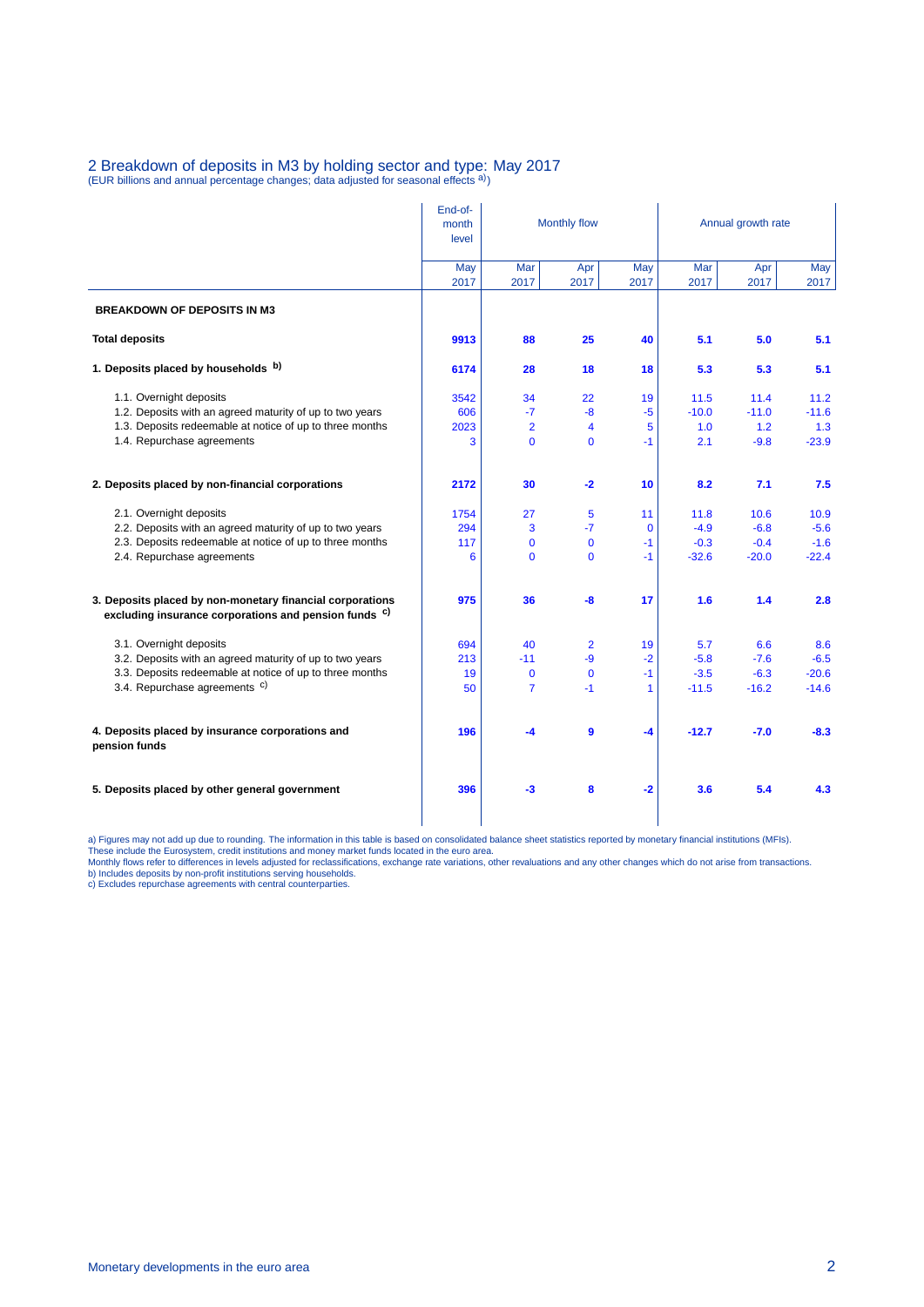## 2 Breakdown of deposits in M3 by holding sector and type: May 2017

(EUR billions and annual percentage changes; data adjusted for seasonal effects [a)])

| | End-of-month level | Monthly flow | | | Annual growth rate | | |
|---|---|---|---|---|---|---|---|
| | May 2017 | Mar 2017 | Apr 2017 | May 2017 | Mar 2017 | Apr 2017 | May 2017 |
| **BREAKDOWN OF DEPOSITS IN M3** | | | | | | | |
| **Total deposits** | **9913** | **88** | **25** | **40** | **5.1** | **5.0** | **5.1** |
| **1. Deposits placed by households [b)]** | **6174** | **28** | **18** | **18** | **5.3** | **5.3** | **5.1** |
| 1.1. Overnight deposits | 3542 | 34 | 22 | 19 | 11.5 | 11.4 | 11.2 |
| 1.2. Deposits with an agreed maturity of up to two years | 606 | -7 | -8 | -5 | -10.0 | -11.0 | -11.6 |
| 1.3. Deposits redeemable at notice of up to three months | 2023 | 2 | 4 | 5 | 1.0 | 1.2 | 1.3 |
| 1.4. Repurchase agreements | 3 | 0 | 0 | -1 | 2.1 | -9.8 | -23.9 |
| **2. Deposits placed by non-financial corporations** | **2172** | **30** | **-2** | **10** | **8.2** | **7.1** | **7.5** |
| 2.1. Overnight deposits | 1754 | 27 | 5 | 11 | 11.8 | 10.6 | 10.9 |
| 2.2. Deposits with an agreed maturity of up to two years | 294 | 3 | -7 | 0 | -4.9 | -6.8 | -5.6 |
| 2.3. Deposits redeemable at notice of up to three months | 117 | 0 | 0 | -1 | -0.3 | -0.4 | -1.6 |
| 2.4. Repurchase agreements | 6 | 0 | 0 | -1 | -32.6 | -20.0 | -22.4 |
| **3. Deposits placed by non-monetary financial corporations excluding insurance corporations and pension funds [c)]** | **975** | **36** | **-8** | **17** | **1.6** | **1.4** | **2.8** |
| 3.1. Overnight deposits | 694 | 40 | 2 | 19 | 5.7 | 6.6 | 8.6 |
| 3.2. Deposits with an agreed maturity of up to two years | 213 | -11 | -9 | -2 | -5.8 | -7.6 | -6.5 |
| 3.3. Deposits redeemable at notice of up to three months | 19 | 0 | 0 | -1 | -3.5 | -6.3 | -20.6 |
| 3.4. Repurchase agreements [c)] | 50 | 7 | -1 | 1 | -11.5 | -16.2 | -14.6 |
| **4. Deposits placed by insurance corporations and pension funds** | **196** | **-4** | **9** | **-4** | **-12.7** | **-7.0** | **-8.3** |
| **5. Deposits placed by other general government** | **396** | **-3** | **8** | **-2** | **3.6** | **5.4** | **4.3** |

a) Figures may not add up due to rounding. The information in this table is based on consolidated balance sheet statistics reported by monetary financial institutions (MFIs). These include the Eurosystem, credit institutions and money market funds located in the euro area.
Monthly flows refer to differences in levels adjusted for reclassifications, exchange rate variations, other revaluations and any other changes which do not arise from transactions.
b) Includes deposits by non-profit institutions serving households.
c) Excludes repurchase agreements with central counterparties.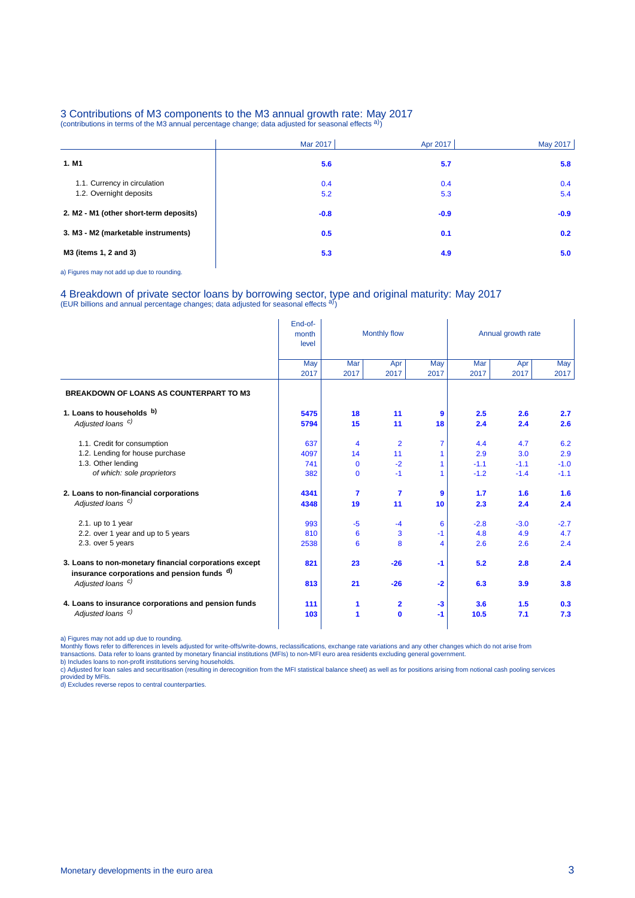## 3 Contributions of M3 components to the M3 annual growth rate: May 2017

(contributions in terms of the M3 annual percentage change; data adjusted for seasonal effects [a)])

| | Mar 2017 | Apr 2017 | May 2017 |
|---|---|---|---|
| **1. M1** | **5.6** | **5.7** | **5.8** |
| 1.1. Currency in circulation | 0.4 | 0.4 | 0.4 |
| 1.2. Overnight deposits | 5.2 | 5.3 | 5.4 |
| **2. M2 - M1 (other short-term deposits)** | **-0.8** | **-0.9** | **-0.9** |
| **3. M3 - M2 (marketable instruments)** | **0.5** | **0.1** | **0.2** |
| **M3 (items 1, 2 and 3)** | **5.3** | **4.9** | **5.0** |

a) Figures may not add up due to rounding.

## 4 Breakdown of private sector loans by borrowing sector, type and original maturity: May 2017

(EUR billions and annual percentage changes; data adjusted for seasonal effects [a)])

| | End-of-month level | Monthly flow | | | Annual growth rate | | |
|---|---|---|---|---|---|---|---|
| | May 2017 | Mar 2017 | Apr 2017 | May 2017 | Mar 2017 | Apr 2017 | May 2017 |
| **BREAKDOWN OF LOANS AS COUNTERPART TO M3** | | | | | | | |
| **1. Loans to households [b)]** | **5475** | **18** | **11** | **9** | **2.5** | **2.6** | **2.7** |
| *Adjusted loans [c)]* | **5794** | **15** | **11** | **18** | **2.4** | **2.4** | **2.6** |
| 1.1. Credit for consumption | 637 | 4 | 2 | 7 | 4.4 | 4.7 | 6.2 |
| 1.2. Lending for house purchase | 4097 | 14 | 11 | 1 | 2.9 | 3.0 | 2.9 |
| 1.3. Other lending | 741 | 0 | -2 | 1 | -1.1 | -1.1 | -1.0 |
| *of which: sole proprietors* | 382 | 0 | -1 | 1 | -1.2 | -1.4 | -1.1 |
| **2. Loans to non-financial corporations** | **4341** | **7** | **7** | **9** | **1.7** | **1.6** | **1.6** |
| *Adjusted loans [c)]* | **4348** | **19** | **11** | **10** | **2.3** | **2.4** | **2.4** |
| 2.1. up to 1 year | 993 | -5 | -4 | 6 | -2.8 | -3.0 | -2.7 |
| 2.2. over 1 year and up to 5 years | 810 | 6 | 3 | -1 | 4.8 | 4.9 | 4.7 |
| 2.3. over 5 years | 2538 | 6 | 8 | 4 | 2.6 | 2.6 | 2.4 |
| **3. Loans to non-monetary financial corporations except insurance corporations and pension funds [d)]** | **821** | **23** | **-26** | **-1** | **5.2** | **2.8** | **2.4** |
| *Adjusted loans [c)]* | **813** | **21** | **-26** | **-2** | **6.3** | **3.9** | **3.8** |
| **4. Loans to insurance corporations and pension funds** | **111** | **1** | **2** | **-3** | **3.6** | **1.5** | **0.3** |
| *Adjusted loans [c)]* | **103** | **1** | **0** | **-1** | **10.5** | **7.1** | **7.3** |

a) Figures may not add up due to rounding.
Monthly flows refer to differences in levels adjusted for write-offs/write-downs, reclassifications, exchange rate variations and any other changes which do not arise from transactions. Data refer to loans granted by monetary financial institutions (MFIs) to non-MFI euro area residents excluding general government.
b) Includes loans to non-profit institutions serving households.
c) Adjusted for loan sales and securitisation (resulting in derecognition from the MFI statistical balance sheet) as well as for positions arising from notional cash pooling services provided by MFIs.
d) Excludes reverse repos to central counterparties.